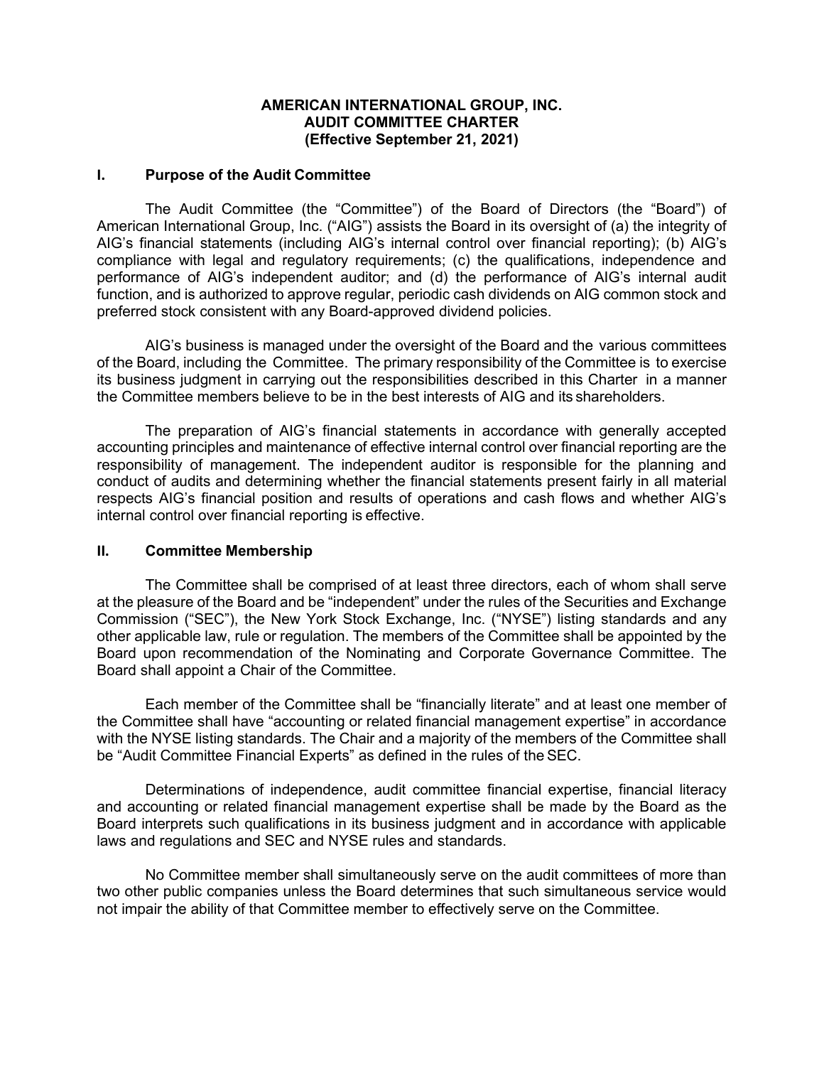# AMERICAN INTERNATIONAL GROUP, INC.
# AUDIT COMMITTEE CHARTER
**(Effective September 21, 2021)**

## I. Purpose of the Audit Committee

The Audit Committee (the "Committee") of the Board of Directors (the "Board") of American International Group, Inc. ("AIG") assists the Board in its oversight of (a) the integrity of AIG's financial statements (including AIG's internal control over financial reporting); (b) AIG's compliance with legal and regulatory requirements; (c) the qualifications, independence and performance of AIG's independent auditor; and (d) the performance of AIG's internal audit function, and is authorized to approve regular, periodic cash dividends on AIG common stock and preferred stock consistent with any Board-approved dividend policies.

AIG's business is managed under the oversight of the Board and the various committees of the Board, including the Committee. The primary responsibility of the Committee is to exercise its business judgment in carrying out the responsibilities described in this Charter in a manner the Committee members believe to be in the best interests of AIG and its shareholders.

The preparation of AIG's financial statements in accordance with generally accepted accounting principles and maintenance of effective internal control over financial reporting are the responsibility of management. The independent auditor is responsible for the planning and conduct of audits and determining whether the financial statements present fairly in all material respects AIG's financial position and results of operations and cash flows and whether AIG's internal control over financial reporting is effective.

## II. Committee Membership

The Committee shall be comprised of at least three directors, each of whom shall serve at the pleasure of the Board and be "independent" under the rules of the Securities and Exchange Commission ("SEC"), the New York Stock Exchange, Inc. ("NYSE") listing standards and any other applicable law, rule or regulation. The members of the Committee shall be appointed by the Board upon recommendation of the Nominating and Corporate Governance Committee. The Board shall appoint a Chair of the Committee.

Each member of the Committee shall be "financially literate" and at least one member of the Committee shall have "accounting or related financial management expertise" in accordance with the NYSE listing standards. The Chair and a majority of the members of the Committee shall be "Audit Committee Financial Experts" as defined in the rules of the SEC.

Determinations of independence, audit committee financial expertise, financial literacy and accounting or related financial management expertise shall be made by the Board as the Board interprets such qualifications in its business judgment and in accordance with applicable laws and regulations and SEC and NYSE rules and standards.

No Committee member shall simultaneously serve on the audit committees of more than two other public companies unless the Board determines that such simultaneous service would not impair the ability of that Committee member to effectively serve on the Committee.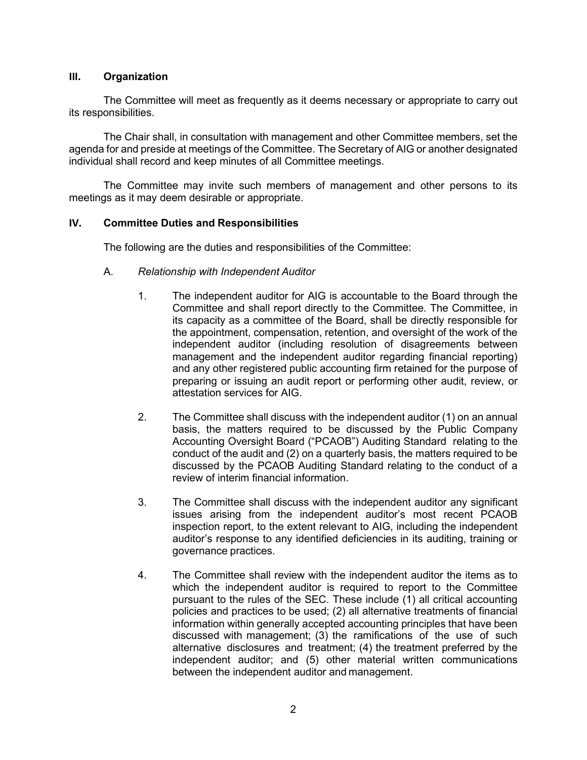## III. Organization

The Committee will meet as frequently as it deems necessary or appropriate to carry out its responsibilities.

The Chair shall, in consultation with management and other Committee members, set the agenda for and preside at meetings of the Committee. The Secretary of AIG or another designated individual shall record and keep minutes of all Committee meetings.

The Committee may invite such members of management and other persons to its meetings as it may deem desirable or appropriate.

## IV. Committee Duties and Responsibilities

The following are the duties and responsibilities of the Committee:

A. *Relationship with Independent Auditor*

1. The independent auditor for AIG is accountable to the Board through the Committee and shall report directly to the Committee. The Committee, in its capacity as a committee of the Board, shall be directly responsible for the appointment, compensation, retention, and oversight of the work of the independent auditor (including resolution of disagreements between management and the independent auditor regarding financial reporting) and any other registered public accounting firm retained for the purpose of preparing or issuing an audit report or performing other audit, review, or attestation services for AIG.

2. The Committee shall discuss with the independent auditor (1) on an annual basis, the matters required to be discussed by the Public Company Accounting Oversight Board ("PCAOB") Auditing Standard relating to the conduct of the audit and (2) on a quarterly basis, the matters required to be discussed by the PCAOB Auditing Standard relating to the conduct of a review of interim financial information.

3. The Committee shall discuss with the independent auditor any significant issues arising from the independent auditor's most recent PCAOB inspection report, to the extent relevant to AIG, including the independent auditor's response to any identified deficiencies in its auditing, training or governance practices.

4. The Committee shall review with the independent auditor the items as to which the independent auditor is required to report to the Committee pursuant to the rules of the SEC. These include (1) all critical accounting policies and practices to be used; (2) all alternative treatments of financial information within generally accepted accounting principles that have been discussed with management; (3) the ramifications of the use of such alternative disclosures and treatment; (4) the treatment preferred by the independent auditor; and (5) other material written communications between the independent auditor and management.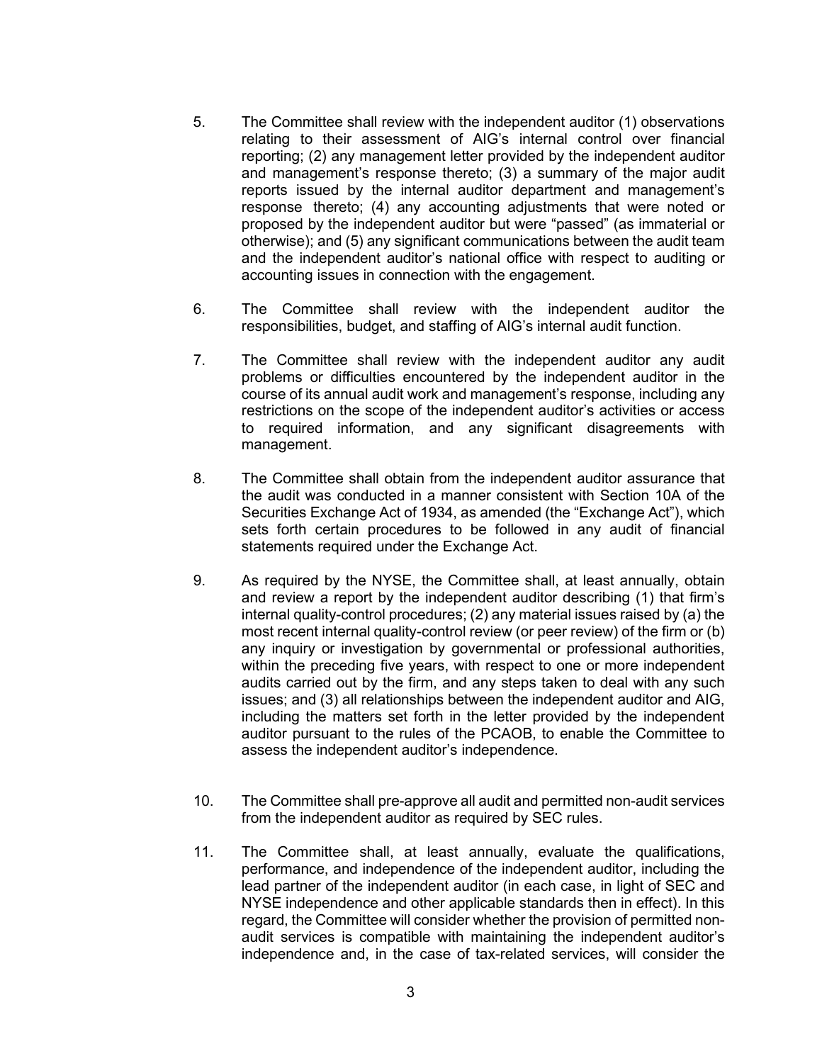5. The Committee shall review with the independent auditor (1) observations relating to their assessment of AIG's internal control over financial reporting; (2) any management letter provided by the independent auditor and management's response thereto; (3) a summary of the major audit reports issued by the internal auditor department and management's response thereto; (4) any accounting adjustments that were noted or proposed by the independent auditor but were "passed" (as immaterial or otherwise); and (5) any significant communications between the audit team and the independent auditor's national office with respect to auditing or accounting issues in connection with the engagement.

6. The Committee shall review with the independent auditor the responsibilities, budget, and staffing of AIG's internal audit function.

7. The Committee shall review with the independent auditor any audit problems or difficulties encountered by the independent auditor in the course of its annual audit work and management's response, including any restrictions on the scope of the independent auditor's activities or access to required information, and any significant disagreements with management.

8. The Committee shall obtain from the independent auditor assurance that the audit was conducted in a manner consistent with Section 10A of the Securities Exchange Act of 1934, as amended (the "Exchange Act"), which sets forth certain procedures to be followed in any audit of financial statements required under the Exchange Act.

9. As required by the NYSE, the Committee shall, at least annually, obtain and review a report by the independent auditor describing (1) that firm's internal quality-control procedures; (2) any material issues raised by (a) the most recent internal quality-control review (or peer review) of the firm or (b) any inquiry or investigation by governmental or professional authorities, within the preceding five years, with respect to one or more independent audits carried out by the firm, and any steps taken to deal with any such issues; and (3) all relationships between the independent auditor and AIG, including the matters set forth in the letter provided by the independent auditor pursuant to the rules of the PCAOB, to enable the Committee to assess the independent auditor's independence.

10. The Committee shall pre-approve all audit and permitted non-audit services from the independent auditor as required by SEC rules.

11. The Committee shall, at least annually, evaluate the qualifications, performance, and independence of the independent auditor, including the lead partner of the independent auditor (in each case, in light of SEC and NYSE independence and other applicable standards then in effect). In this regard, the Committee will consider whether the provision of permitted non-audit services is compatible with maintaining the independent auditor's independence and, in the case of tax-related services, will consider the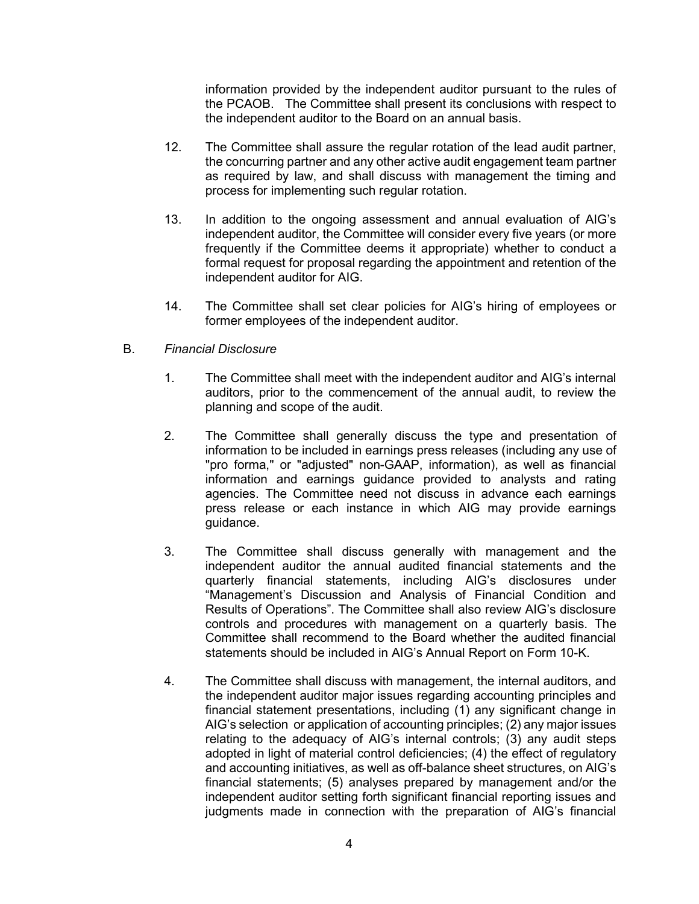information provided by the independent auditor pursuant to the rules of the PCAOB. The Committee shall present its conclusions with respect to the independent auditor to the Board on an annual basis.

12. The Committee shall assure the regular rotation of the lead audit partner, the concurring partner and any other active audit engagement team partner as required by law, and shall discuss with management the timing and process for implementing such regular rotation.

13. In addition to the ongoing assessment and annual evaluation of AIG's independent auditor, the Committee will consider every five years (or more frequently if the Committee deems it appropriate) whether to conduct a formal request for proposal regarding the appointment and retention of the independent auditor for AIG.

14. The Committee shall set clear policies for AIG's hiring of employees or former employees of the independent auditor.

B. *Financial Disclosure*

1. The Committee shall meet with the independent auditor and AIG's internal auditors, prior to the commencement of the annual audit, to review the planning and scope of the audit.

2. The Committee shall generally discuss the type and presentation of information to be included in earnings press releases (including any use of "pro forma," or "adjusted" non-GAAP, information), as well as financial information and earnings guidance provided to analysts and rating agencies. The Committee need not discuss in advance each earnings press release or each instance in which AIG may provide earnings guidance.

3. The Committee shall discuss generally with management and the independent auditor the annual audited financial statements and the quarterly financial statements, including AIG's disclosures under "Management's Discussion and Analysis of Financial Condition and Results of Operations". The Committee shall also review AIG's disclosure controls and procedures with management on a quarterly basis. The Committee shall recommend to the Board whether the audited financial statements should be included in AIG's Annual Report on Form 10-K.

4. The Committee shall discuss with management, the internal auditors, and the independent auditor major issues regarding accounting principles and financial statement presentations, including (1) any significant change in AIG's selection or application of accounting principles; (2) any major issues relating to the adequacy of AIG's internal controls; (3) any audit steps adopted in light of material control deficiencies; (4) the effect of regulatory and accounting initiatives, as well as off-balance sheet structures, on AIG's financial statements; (5) analyses prepared by management and/or the independent auditor setting forth significant financial reporting issues and judgments made in connection with the preparation of AIG's financial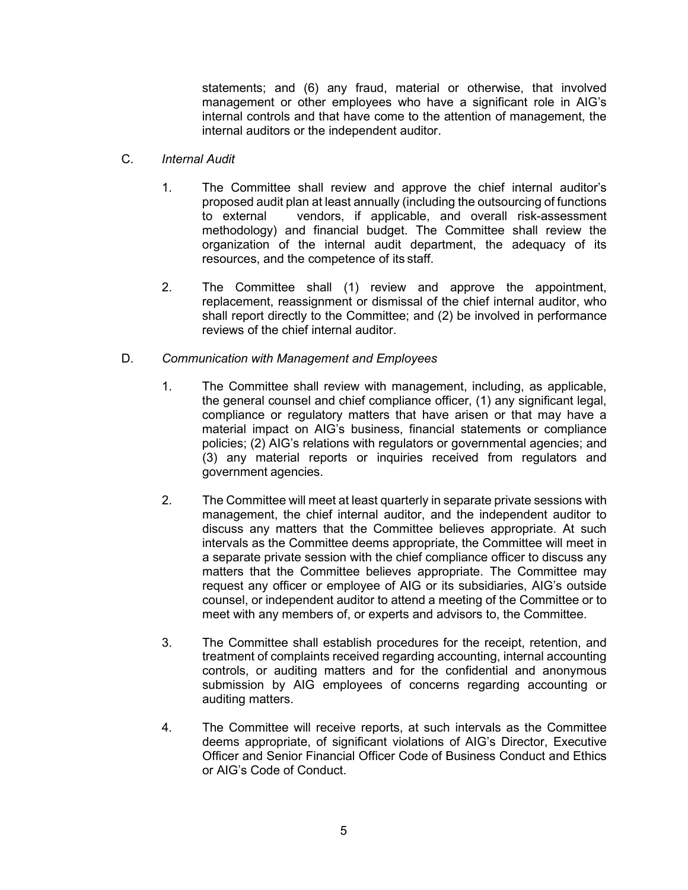statements; and (6) any fraud, material or otherwise, that involved management or other employees who have a significant role in AIG's internal controls and that have come to the attention of management, the internal auditors or the independent auditor.

C. *Internal Audit*

1. The Committee shall review and approve the chief internal auditor's proposed audit plan at least annually (including the outsourcing of functions to external vendors, if applicable, and overall risk-assessment methodology) and financial budget. The Committee shall review the organization of the internal audit department, the adequacy of its resources, and the competence of its staff.

2. The Committee shall (1) review and approve the appointment, replacement, reassignment or dismissal of the chief internal auditor, who shall report directly to the Committee; and (2) be involved in performance reviews of the chief internal auditor.

D. *Communication with Management and Employees*

1. The Committee shall review with management, including, as applicable, the general counsel and chief compliance officer, (1) any significant legal, compliance or regulatory matters that have arisen or that may have a material impact on AIG's business, financial statements or compliance policies; (2) AIG's relations with regulators or governmental agencies; and (3) any material reports or inquiries received from regulators and government agencies.

2. The Committee will meet at least quarterly in separate private sessions with management, the chief internal auditor, and the independent auditor to discuss any matters that the Committee believes appropriate. At such intervals as the Committee deems appropriate, the Committee will meet in a separate private session with the chief compliance officer to discuss any matters that the Committee believes appropriate. The Committee may request any officer or employee of AIG or its subsidiaries, AIG's outside counsel, or independent auditor to attend a meeting of the Committee or to meet with any members of, or experts and advisors to, the Committee.

3. The Committee shall establish procedures for the receipt, retention, and treatment of complaints received regarding accounting, internal accounting controls, or auditing matters and for the confidential and anonymous submission by AIG employees of concerns regarding accounting or auditing matters.

4. The Committee will receive reports, at such intervals as the Committee deems appropriate, of significant violations of AIG's Director, Executive Officer and Senior Financial Officer Code of Business Conduct and Ethics or AIG's Code of Conduct.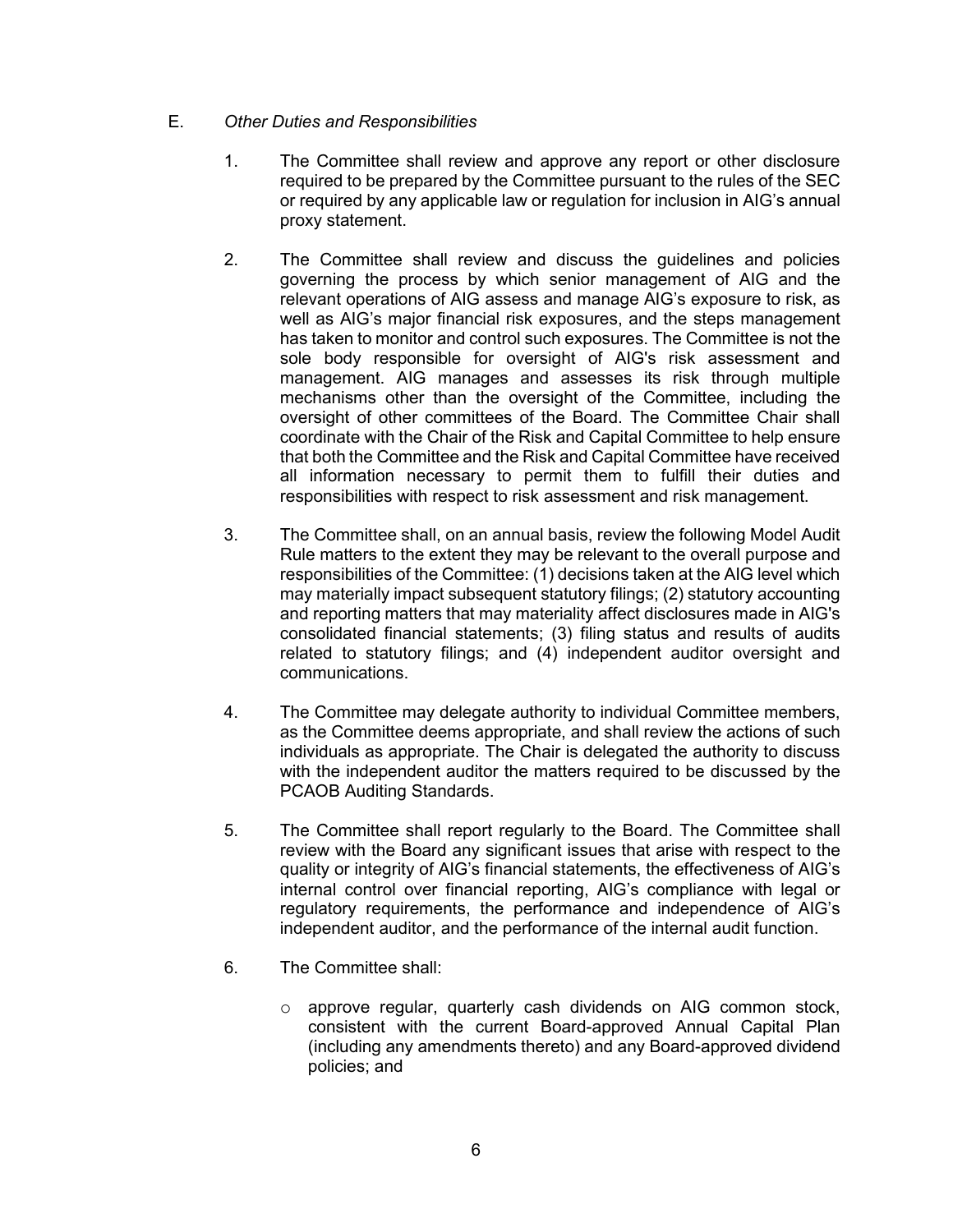E. *Other Duties and Responsibilities*

1. The Committee shall review and approve any report or other disclosure required to be prepared by the Committee pursuant to the rules of the SEC or required by any applicable law or regulation for inclusion in AIG's annual proxy statement.

2. The Committee shall review and discuss the guidelines and policies governing the process by which senior management of AIG and the relevant operations of AIG assess and manage AIG's exposure to risk, as well as AIG's major financial risk exposures, and the steps management has taken to monitor and control such exposures. The Committee is not the sole body responsible for oversight of AIG's risk assessment and management. AIG manages and assesses its risk through multiple mechanisms other than the oversight of the Committee, including the oversight of other committees of the Board. The Committee Chair shall coordinate with the Chair of the Risk and Capital Committee to help ensure that both the Committee and the Risk and Capital Committee have received all information necessary to permit them to fulfill their duties and responsibilities with respect to risk assessment and risk management.

3. The Committee shall, on an annual basis, review the following Model Audit Rule matters to the extent they may be relevant to the overall purpose and responsibilities of the Committee: (1) decisions taken at the AIG level which may materially impact subsequent statutory filings; (2) statutory accounting and reporting matters that may materiality affect disclosures made in AIG's consolidated financial statements; (3) filing status and results of audits related to statutory filings; and (4) independent auditor oversight and communications.

4. The Committee may delegate authority to individual Committee members, as the Committee deems appropriate, and shall review the actions of such individuals as appropriate. The Chair is delegated the authority to discuss with the independent auditor the matters required to be discussed by the PCAOB Auditing Standards.

5. The Committee shall report regularly to the Board. The Committee shall review with the Board any significant issues that arise with respect to the quality or integrity of AIG's financial statements, the effectiveness of AIG's internal control over financial reporting, AIG's compliance with legal or regulatory requirements, the performance and independence of AIG's independent auditor, and the performance of the internal audit function.

6. The Committee shall:

   - approve regular, quarterly cash dividends on AIG common stock, consistent with the current Board-approved Annual Capital Plan (including any amendments thereto) and any Board-approved dividend policies; and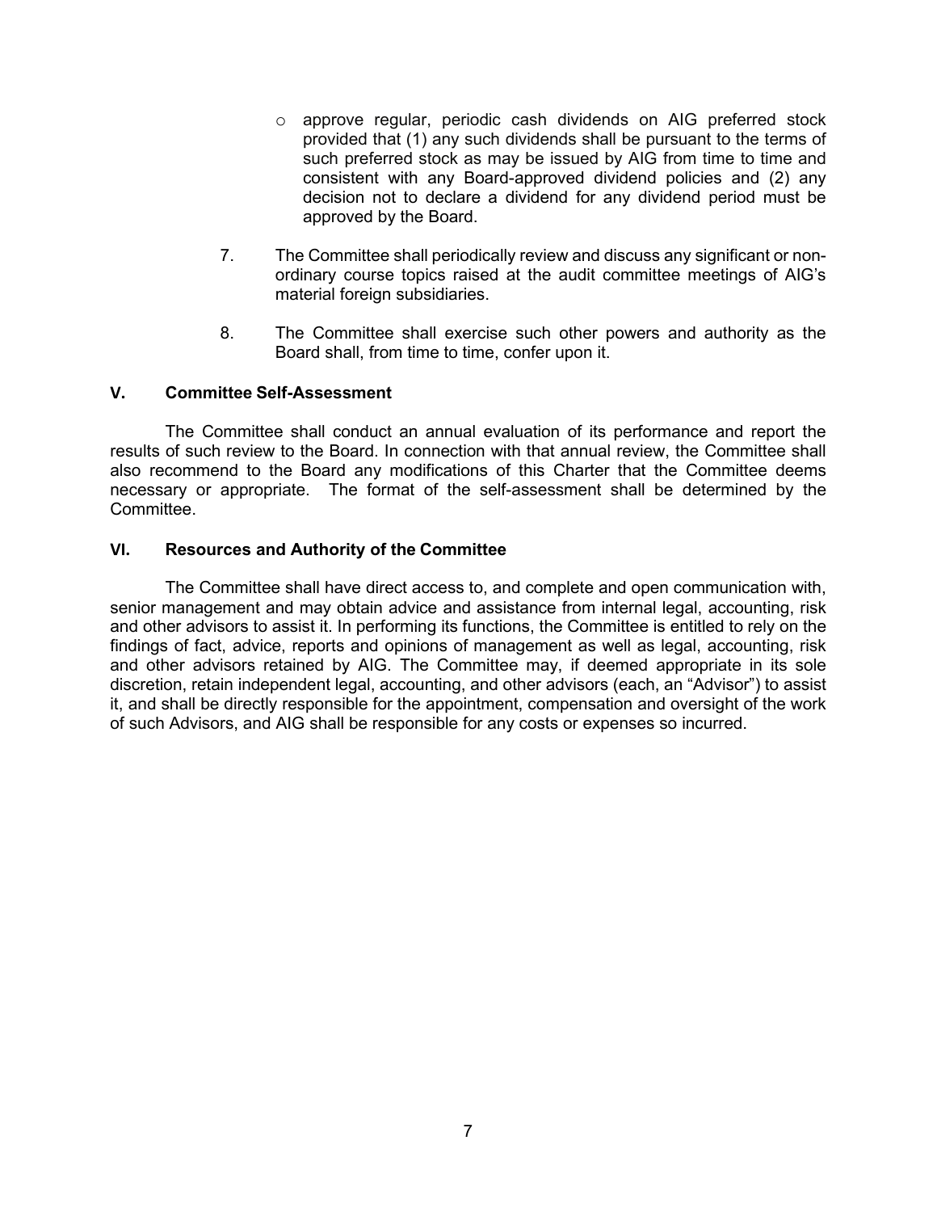- approve regular, periodic cash dividends on AIG preferred stock provided that (1) any such dividends shall be pursuant to the terms of such preferred stock as may be issued by AIG from time to time and consistent with any Board-approved dividend policies and (2) any decision not to declare a dividend for any dividend period must be approved by the Board.

7. The Committee shall periodically review and discuss any significant or non-ordinary course topics raised at the audit committee meetings of AIG's material foreign subsidiaries.

8. The Committee shall exercise such other powers and authority as the Board shall, from time to time, confer upon it.

## V. Committee Self-Assessment

The Committee shall conduct an annual evaluation of its performance and report the results of such review to the Board. In connection with that annual review, the Committee shall also recommend to the Board any modifications of this Charter that the Committee deems necessary or appropriate. The format of the self-assessment shall be determined by the Committee.

## VI. Resources and Authority of the Committee

The Committee shall have direct access to, and complete and open communication with, senior management and may obtain advice and assistance from internal legal, accounting, risk and other advisors to assist it. In performing its functions, the Committee is entitled to rely on the findings of fact, advice, reports and opinions of management as well as legal, accounting, risk and other advisors retained by AIG. The Committee may, if deemed appropriate in its sole discretion, retain independent legal, accounting, and other advisors (each, an "Advisor") to assist it, and shall be directly responsible for the appointment, compensation and oversight of the work of such Advisors, and AIG shall be responsible for any costs or expenses so incurred.